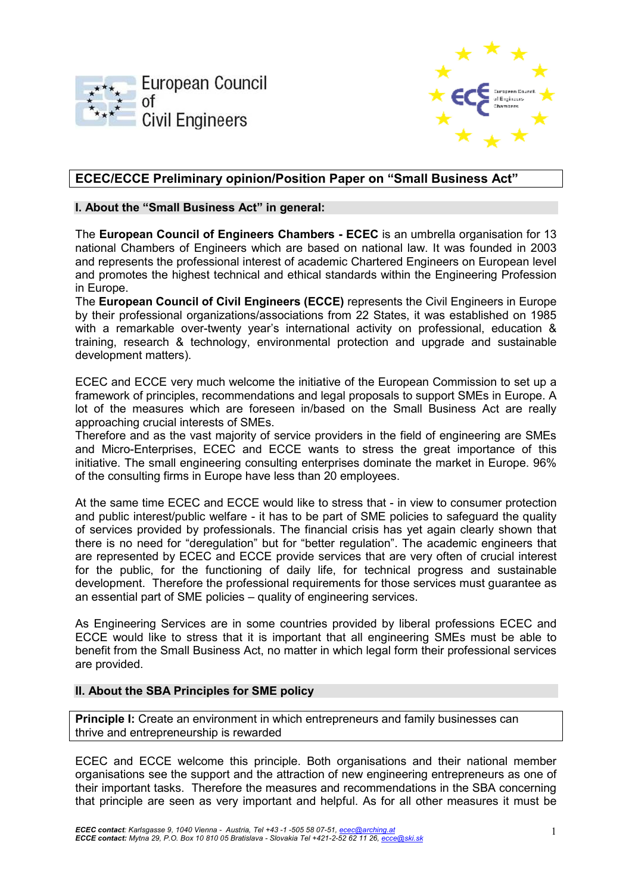European Council of Civil Engineers

## ECEC/ECCE Preliminary opinion/Position Paper on "Small Business Act"

### I. About the "Small Business Act" in general:

The **European Council of Engineers Chambers - ECEC** is an umbrella organisation for 13 national Chambers of Engineers which are based on national law. It was founded in 2003 and represents the professional interest of academic Chartered Engineers on European level and promotes the highest technical and ethical standards within the Engineering Profession in Europe.

The **European Council of Civil Engineers (ECCE)** represents the Civil Engineers in Europe by their professional organizations/associations from 22 States, it was established on 1985 with a remarkable over-twenty year's international activity on professional, education & training, research & technology, environmental protection and upgrade and sustainable development matters).

ECEC and ECCE very much welcome the initiative of the European Commission to set up a framework of principles, recommendations and legal proposals to support SMEs in Europe. A lot of the measures which are foreseen in/based on the Small Business Act are really approaching crucial interests of SMEs.

Therefore and as the vast majority of service providers in the field of engineering are SMEs and Micro-Enterprises, ECEC and ECCE wants to stress the great importance of this initiative. The small engineering consulting enterprises dominate the market in Europe. 96% of the consulting firms in Europe have less than 20 employees.

At the same time ECEC and ECCE would like to stress that - in view to consumer protection and public interest/public welfare - it has to be part of SME policies to safeguard the quality of services provided by professionals. The financial crisis has yet again clearly shown that there is no need for "deregulation" but for "better regulation". The academic engineers that are represented by ECEC and ECCE provide services that are very often of crucial interest for the public, for the functioning of daily life, for technical progress and sustainable development. Therefore the professional requirements for those services must guarantee as an essential part of SME policies – quality of engineering services.

As Engineering Services are in some countries provided by liberal professions ECEC and ECCE would like to stress that it is important that all engineering SMEs must be able to benefit from the Small Business Act, no matter in which legal form their professional services are provided.

### II. About the SBA Principles for SME policy

**Principle I:** Create an environment in which entrepreneurs and family businesses can thrive and entrepreneurship is rewarded

ECEC and ECCE welcome this principle. Both organisations and their national member organisations see the support and the attraction of new engineering entrepreneurs as one of their important tasks. Therefore the measures and recommendations in the SBA concerning that principle are seen as very important and helpful. As for all other measures it must be

***ECEC contact**: Karlsgasse 9, 1040 Vienna - Austria, Tel +43 -1 -505 58 07-51, ecec@arching.at*
***ECCE contact:** Mytna 29, P.O. Box 10 810 05 Bratislava - Slovakia Tel +421-2-52 62 11 26, ecce@ski.sk*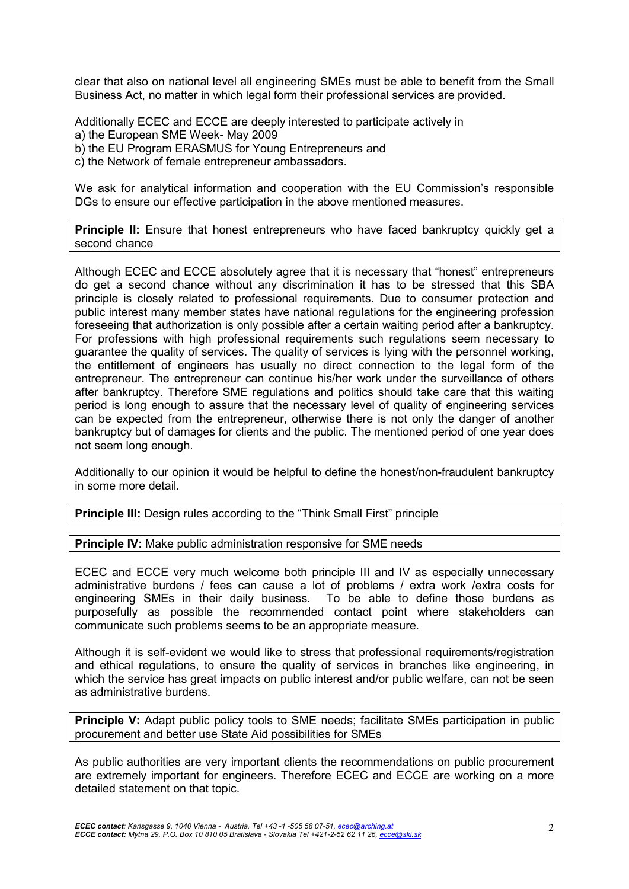clear that also on national level all engineering SMEs must be able to benefit from the Small Business Act, no matter in which legal form their professional services are provided.

Additionally ECEC and ECCE are deeply interested to participate actively in
a) the European SME Week- May 2009
b) the EU Program ERASMUS for Young Entrepreneurs and
c) the Network of female entrepreneur ambassadors.

We ask for analytical information and cooperation with the EU Commission's responsible DGs to ensure our effective participation in the above mentioned measures.

**Principle II:** Ensure that honest entrepreneurs who have faced bankruptcy quickly get a second chance

Although ECEC and ECCE absolutely agree that it is necessary that "honest" entrepreneurs do get a second chance without any discrimination it has to be stressed that this SBA principle is closely related to professional requirements. Due to consumer protection and public interest many member states have national regulations for the engineering profession foreseeing that authorization is only possible after a certain waiting period after a bankruptcy. For professions with high professional requirements such regulations seem necessary to guarantee the quality of services. The quality of services is lying with the personnel working, the entitlement of engineers has usually no direct connection to the legal form of the entrepreneur. The entrepreneur can continue his/her work under the surveillance of others after bankruptcy. Therefore SME regulations and politics should take care that this waiting period is long enough to assure that the necessary level of quality of engineering services can be expected from the entrepreneur, otherwise there is not only the danger of another bankruptcy but of damages for clients and the public. The mentioned period of one year does not seem long enough.

Additionally to our opinion it would be helpful to define the honest/non-fraudulent bankruptcy in some more detail.

**Principle III:** Design rules according to the "Think Small First" principle

**Principle IV:** Make public administration responsive for SME needs

ECEC and ECCE very much welcome both principle III and IV as especially unnecessary administrative burdens / fees can cause a lot of problems / extra work /extra costs for engineering SMEs in their daily business. To be able to define those burdens as purposefully as possible the recommended contact point where stakeholders can communicate such problems seems to be an appropriate measure.

Although it is self-evident we would like to stress that professional requirements/registration and ethical regulations, to ensure the quality of services in branches like engineering, in which the service has great impacts on public interest and/or public welfare, can not be seen as administrative burdens.

**Principle V:** Adapt public policy tools to SME needs; facilitate SMEs participation in public procurement and better use State Aid possibilities for SMEs

As public authorities are very important clients the recommendations on public procurement are extremely important for engineers. Therefore ECEC and ECCE are working on a more detailed statement on that topic.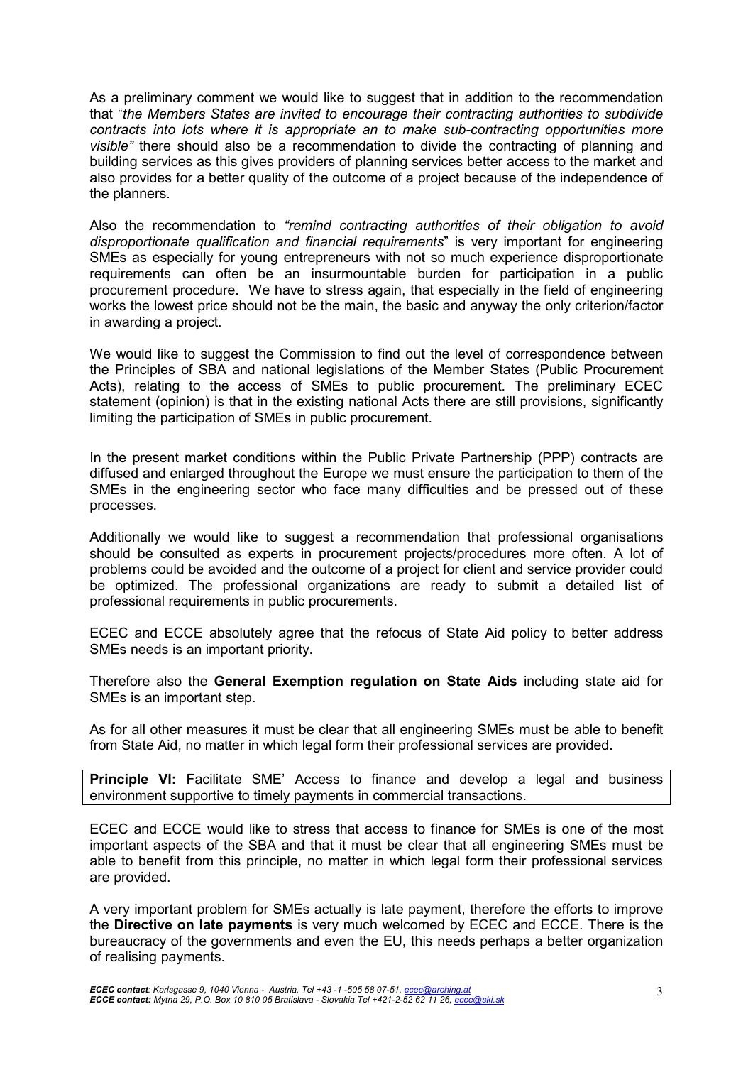As a preliminary comment we would like to suggest that in addition to the recommendation that "*the Members States are invited to encourage their contracting authorities to subdivide contracts into lots where it is appropriate an to make sub-contracting opportunities more visible"* there should also be a recommendation to divide the contracting of planning and building services as this gives providers of planning services better access to the market and also provides for a better quality of the outcome of a project because of the independence of the planners.

Also the recommendation to *"remind contracting authorities of their obligation to avoid disproportionate qualification and financial requirements*" is very important for engineering SMEs as especially for young entrepreneurs with not so much experience disproportionate requirements can often be an insurmountable burden for participation in a public procurement procedure. We have to stress again, that especially in the field of engineering works the lowest price should not be the main, the basic and anyway the only criterion/factor in awarding a project.

We would like to suggest the Commission to find out the level of correspondence between the Principles of SBA and national legislations of the Member States (Public Procurement Acts), relating to the access of SMEs to public procurement. The preliminary ECEC statement (opinion) is that in the existing national Acts there are still provisions, significantly limiting the participation of SMEs in public procurement.

In the present market conditions within the Public Private Partnership (PPP) contracts are diffused and enlarged throughout the Europe we must ensure the participation to them of the SMEs in the engineering sector who face many difficulties and be pressed out of these processes.

Additionally we would like to suggest a recommendation that professional organisations should be consulted as experts in procurement projects/procedures more often. A lot of problems could be avoided and the outcome of a project for client and service provider could be optimized. The professional organizations are ready to submit a detailed list of professional requirements in public procurements.

ECEC and ECCE absolutely agree that the refocus of State Aid policy to better address SMEs needs is an important priority.

Therefore also the **General Exemption regulation on State Aids** including state aid for SMEs is an important step.

As for all other measures it must be clear that all engineering SMEs must be able to benefit from State Aid, no matter in which legal form their professional services are provided.

**Principle VI:** Facilitate SME' Access to finance and develop a legal and business environment supportive to timely payments in commercial transactions.

ECEC and ECCE would like to stress that access to finance for SMEs is one of the most important aspects of the SBA and that it must be clear that all engineering SMEs must be able to benefit from this principle, no matter in which legal form their professional services are provided.

A very important problem for SMEs actually is late payment, therefore the efforts to improve the **Directive on late payments** is very much welcomed by ECEC and ECCE. There is the bureaucracy of the governments and even the EU, this needs perhaps a better organization of realising payments.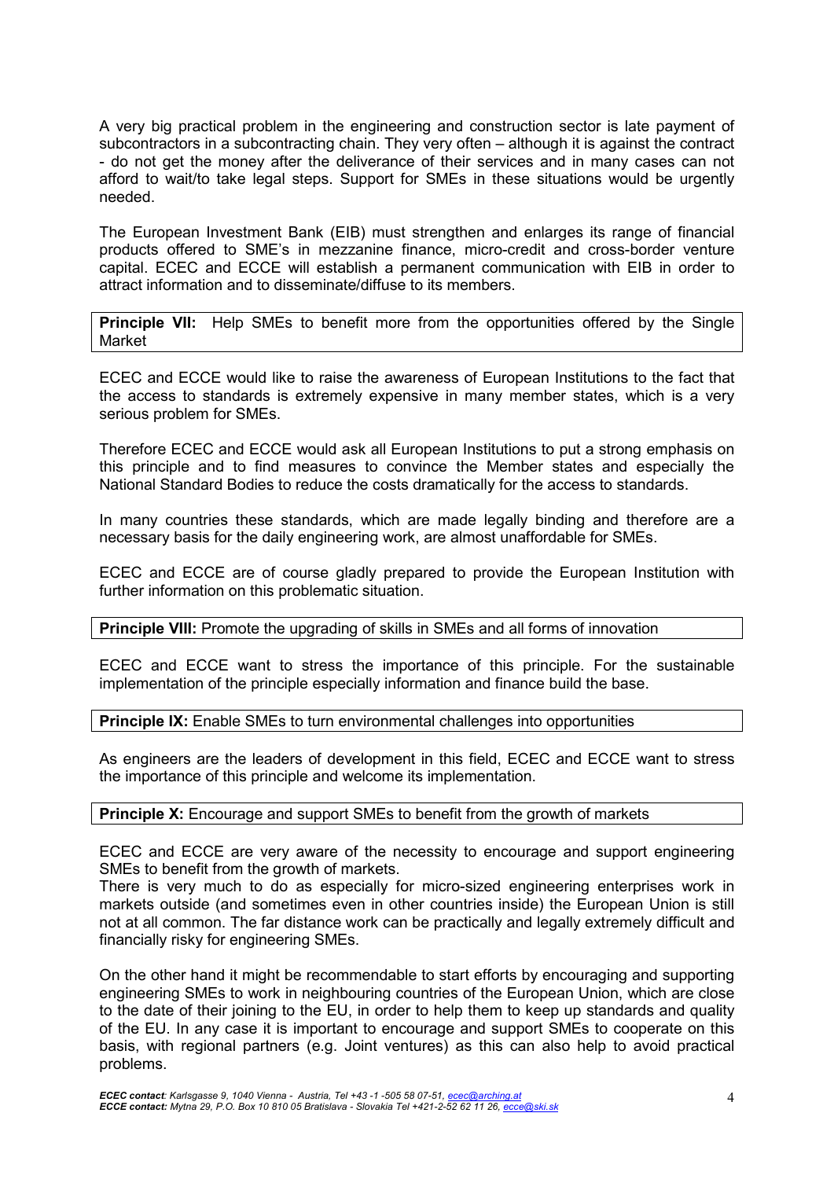A very big practical problem in the engineering and construction sector is late payment of subcontractors in a subcontracting chain. They very often – although it is against the contract - do not get the money after the deliverance of their services and in many cases can not afford to wait/to take legal steps. Support for SMEs in these situations would be urgently needed.

The European Investment Bank (EIB) must strengthen and enlarges its range of financial products offered to SME's in mezzanine finance, micro-credit and cross-border venture capital. ECEC and ECCE will establish a permanent communication with EIB in order to attract information and to disseminate/diffuse to its members.

**Principle VII:** Help SMEs to benefit more from the opportunities offered by the Single Market

ECEC and ECCE would like to raise the awareness of European Institutions to the fact that the access to standards is extremely expensive in many member states, which is a very serious problem for SMEs.

Therefore ECEC and ECCE would ask all European Institutions to put a strong emphasis on this principle and to find measures to convince the Member states and especially the National Standard Bodies to reduce the costs dramatically for the access to standards.

In many countries these standards, which are made legally binding and therefore are a necessary basis for the daily engineering work, are almost unaffordable for SMEs.

ECEC and ECCE are of course gladly prepared to provide the European Institution with further information on this problematic situation.

**Principle VIII:** Promote the upgrading of skills in SMEs and all forms of innovation

ECEC and ECCE want to stress the importance of this principle. For the sustainable implementation of the principle especially information and finance build the base.

**Principle IX:** Enable SMEs to turn environmental challenges into opportunities

As engineers are the leaders of development in this field, ECEC and ECCE want to stress the importance of this principle and welcome its implementation.

**Principle X:** Encourage and support SMEs to benefit from the growth of markets

ECEC and ECCE are very aware of the necessity to encourage and support engineering SMEs to benefit from the growth of markets.
There is very much to do as especially for micro-sized engineering enterprises work in markets outside (and sometimes even in other countries inside) the European Union is still not at all common. The far distance work can be practically and legally extremely difficult and financially risky for engineering SMEs.

On the other hand it might be recommendable to start efforts by encouraging and supporting engineering SMEs to work in neighbouring countries of the European Union, which are close to the date of their joining to the EU, in order to help them to keep up standards and quality of the EU. In any case it is important to encourage and support SMEs to cooperate on this basis, with regional partners (e.g. Joint ventures) as this can also help to avoid practical problems.

***ECEC contact**: Karlsgasse 9, 1040 Vienna - Austria, Tel +43 -1 -505 58 07-51, ecec@arching.at*
***ECCE contact:** Mytna 29, P.O. Box 10 810 05 Bratislava - Slovakia Tel +421-2-52 62 11 26, ecce@ski.sk*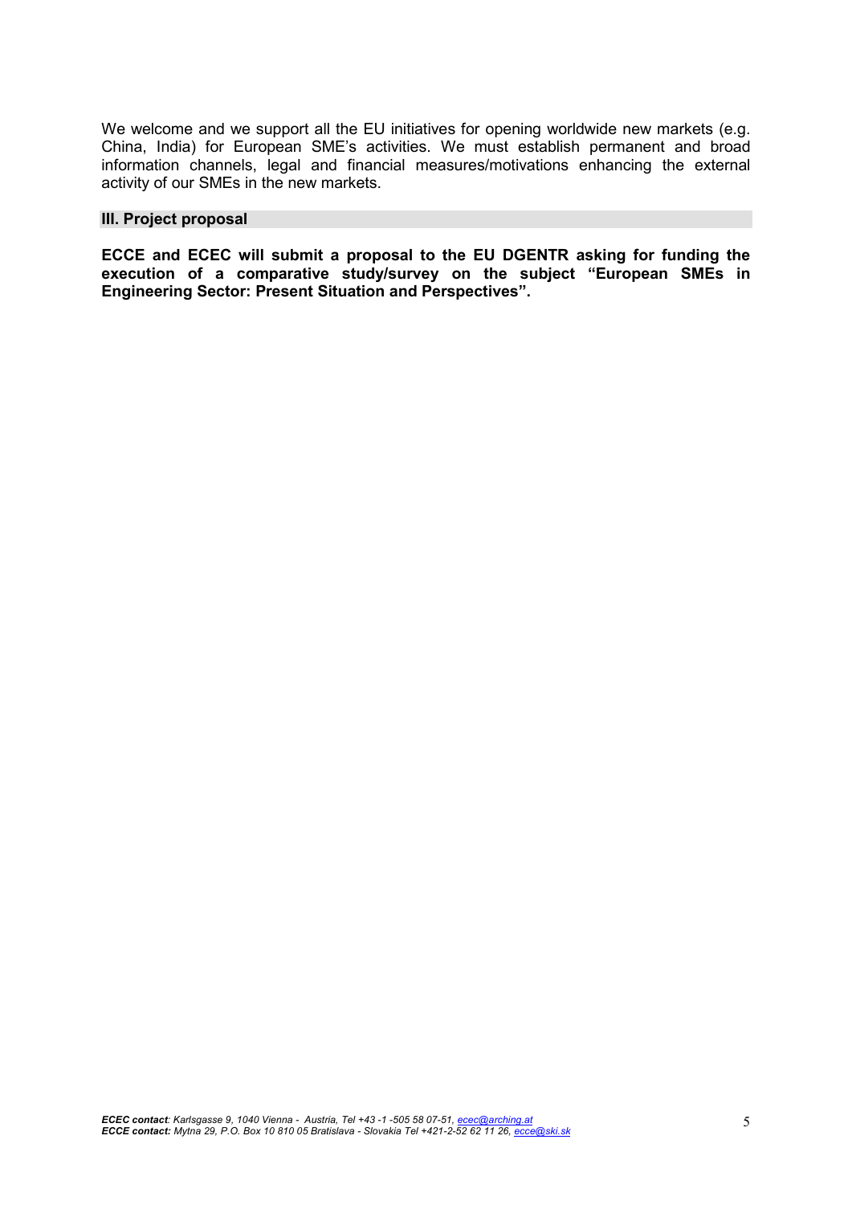We welcome and we support all the EU initiatives for opening worldwide new markets (e.g. China, India) for European SME's activities. We must establish permanent and broad information channels, legal and financial measures/motivations enhancing the external activity of our SMEs in the new markets.

## III. Project proposal

**ECCE and ECEC will submit a proposal to the EU DGENTR asking for funding the execution of a comparative study/survey on the subject "European SMEs in Engineering Sector: Present Situation and Perspectives".**